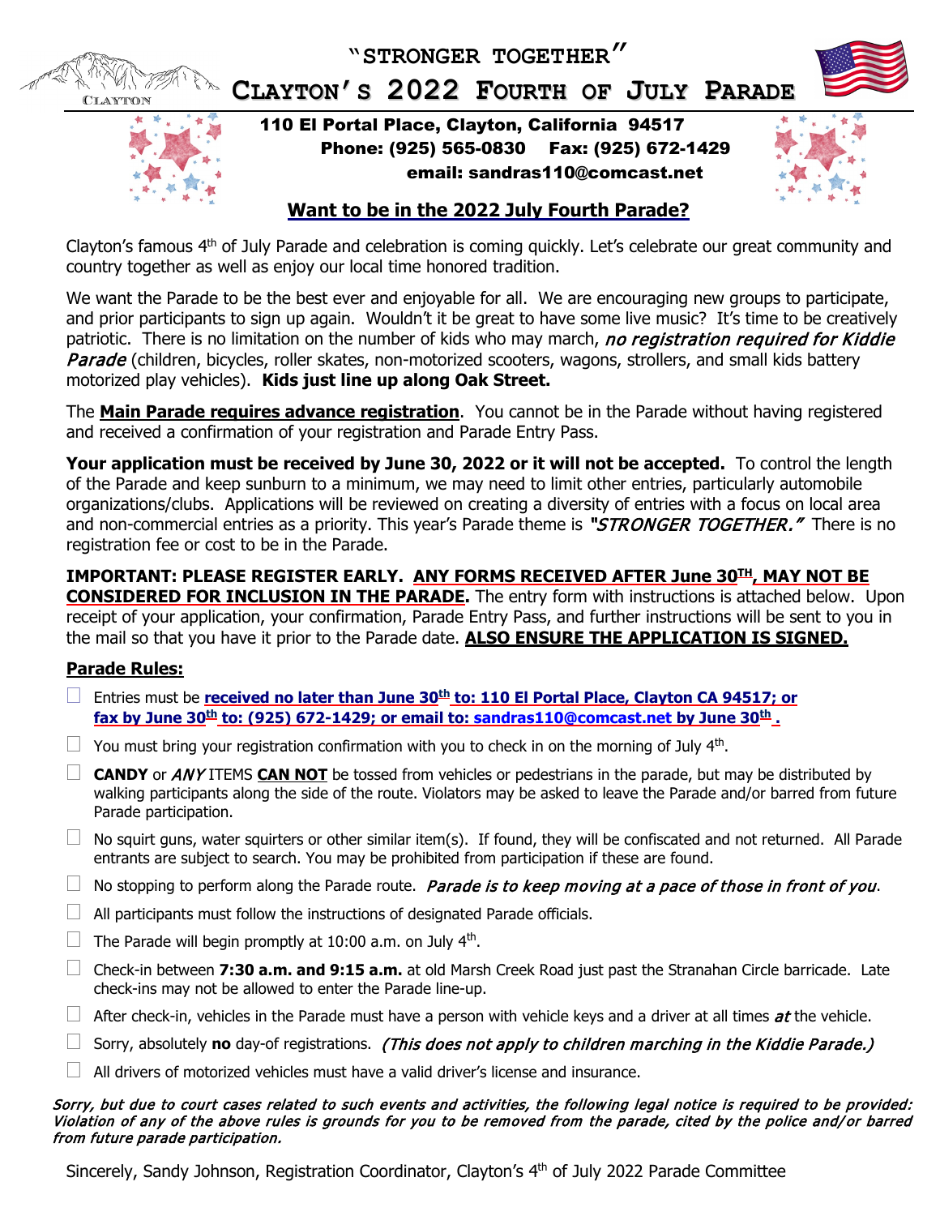# "STRONGER TOGETHER"

# CLAYTON'S 2022 FOURTH OF JULY PARADE

CLAYTON

**110 El Portal Place, Clayton, California 94517**
**Phone: (925) 565-0830 Fax: (925) 672-1429**
**email: sandras110@comcast.net**

## Want to be in the 2022 July Fourth Parade?

Clayton's famous 4th of July Parade and celebration is coming quickly. Let's celebrate our great community and country together as well as enjoy our local time honored tradition.

We want the Parade to be the best ever and enjoyable for all. We are encouraging new groups to participate, and prior participants to sign up again. Wouldn't it be great to have some live music? It's time to be creatively patriotic. There is no limitation on the number of kids who may march, *no registration required for Kiddie Parade* (children, bicycles, roller skates, non-motorized scooters, wagons, strollers, and small kids battery motorized play vehicles). **Kids just line up along Oak Street.**

The **Main Parade requires advance registration**. You cannot be in the Parade without having registered and received a confirmation of your registration and Parade Entry Pass.

**Your application must be received by June 30, 2022 or it will not be accepted.** To control the length of the Parade and keep sunburn to a minimum, we may need to limit other entries, particularly automobile organizations/clubs. Applications will be reviewed on creating a diversity of entries with a focus on local area and non-commercial entries as a priority. This year's Parade theme is *"STRONGER TOGETHER."* There is no registration fee or cost to be in the Parade.

**IMPORTANT: PLEASE REGISTER EARLY. ANY FORMS RECEIVED AFTER June 30TH, MAY NOT BE CONSIDERED FOR INCLUSION IN THE PARADE.** The entry form with instructions is attached below. Upon receipt of your application, your confirmation, Parade Entry Pass, and further instructions will be sent to you in the mail so that you have it prior to the Parade date. **ALSO ENSURE THE APPLICATION IS SIGNED.**

### Parade Rules:

- ☐ Entries must be **received no later than June 30th to: 110 El Portal Place, Clayton CA 94517; or fax by June 30th to: (925) 672-1429; or email to: sandras110@comcast.net by June 30th .**
- ☐ You must bring your registration confirmation with you to check in on the morning of July 4th.
- ☐ **CANDY** or *ANY* ITEMS **CAN NOT** be tossed from vehicles or pedestrians in the parade, but may be distributed by walking participants along the side of the route. Violators may be asked to leave the Parade and/or barred from future Parade participation.
- ☐ No squirt guns, water squirters or other similar item(s). If found, they will be confiscated and not returned. All Parade entrants are subject to search. You may be prohibited from participation if these are found.
- ☐ No stopping to perform along the Parade route. *Parade is to keep moving at a pace of those in front of you*.
- ☐ All participants must follow the instructions of designated Parade officials.
- ☐ The Parade will begin promptly at 10:00 a.m. on July 4th.
- ☐ Check-in between **7:30 a.m. and 9:15 a.m.** at old Marsh Creek Road just past the Stranahan Circle barricade. Late check-ins may not be allowed to enter the Parade line-up.
- ☐ After check-in, vehicles in the Parade must have a person with vehicle keys and a driver at all times ***at*** the vehicle.
- ☐ Sorry, absolutely **no** day-of registrations. *(This does not apply to children marching in the Kiddie Parade.)*
- ☐ All drivers of motorized vehicles must have a valid driver's license and insurance.

***Sorry, but due to court cases related to such events and activities, the following legal notice is required to be provided: Violation of any of the above rules is grounds for you to be removed from the parade, cited by the police and/or barred from future parade participation.***

Sincerely, Sandy Johnson, Registration Coordinator, Clayton's 4th of July 2022 Parade Committee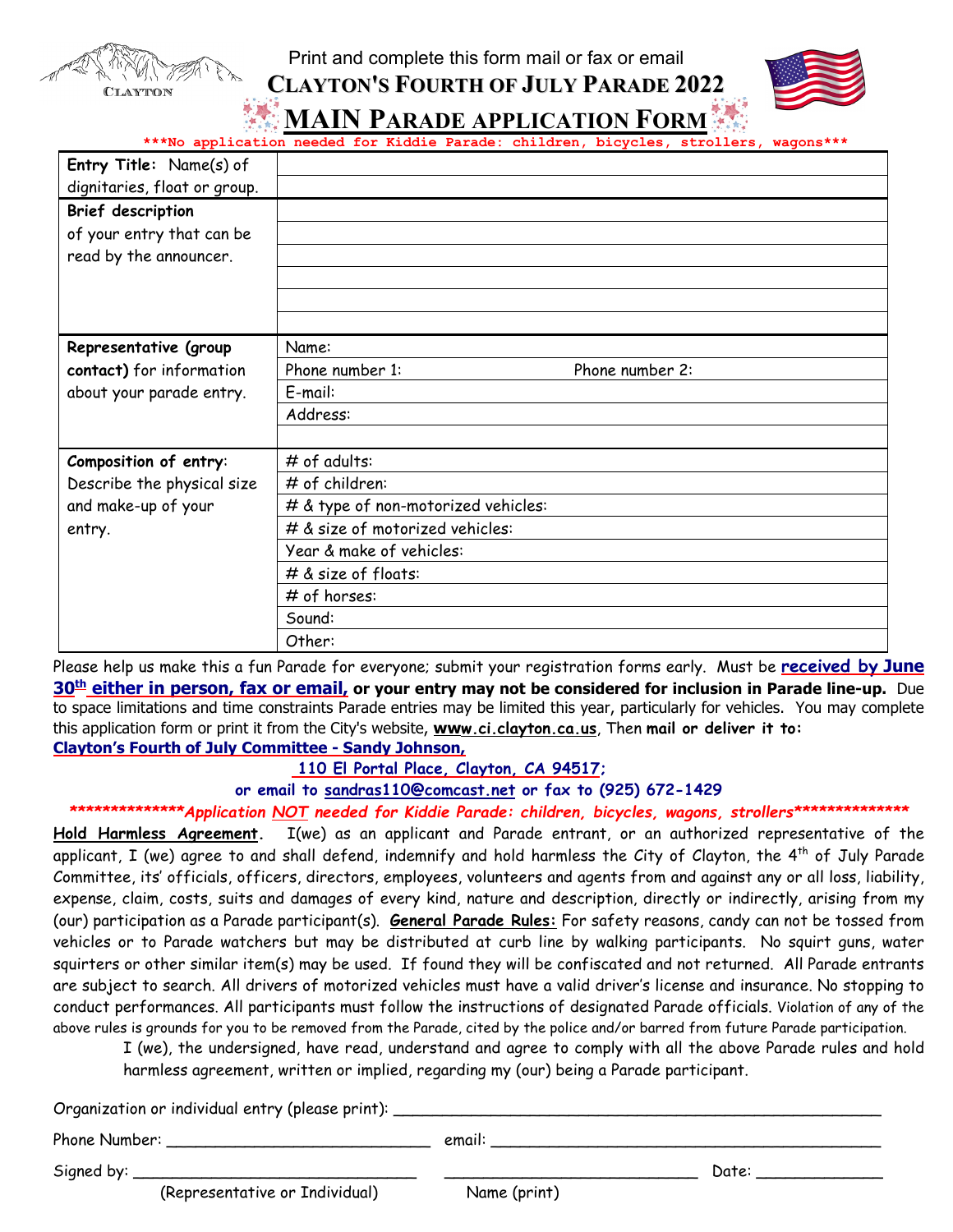CLAYTON

Print and complete this form mail or fax or email

# CLAYTON'S FOURTH OF JULY PARADE 2022

# MAIN PARADE APPLICATION FORM

***No application needed for Kiddie Parade: children, bicycles, strollers, wagons***

| | |
|---|---|
| **Entry Title:** Name(s) of dignitaries, float or group. | |
| **Brief description** of your entry that can be read by the announcer. | |
| **Representative (group contact)** for information about your parade entry. | Name: |
| | Phone number 1: Phone number 2: |
| | E-mail: |
| | Address: |
| | |
| **Composition of entry**: Describe the physical size and make-up of your entry. | # of adults: |
| | # of children: |
| | # & type of non-motorized vehicles: |
| | # & size of motorized vehicles: |
| | Year & make of vehicles: |
| | # & size of floats: |
| | # of horses: |
| | Sound: |
| | Other: |

Please help us make this a fun Parade for everyone; submit your registration forms early. Must be **received by June 30th either in person, fax or email, or your entry may not be considered for inclusion in Parade line-up.** Due to space limitations and time constraints Parade entries may be limited this year, particularly for vehicles. You may complete this application form or print it from the City's website, **www.ci.clayton.ca.us**, Then **mail or deliver it to:**

**Clayton's Fourth of July Committee - Sandy Johnson,**

**110 El Portal Place, Clayton, CA 94517;**

**or email to sandras110@comcast.net or fax to (925) 672-1429**

***************Application *NOT* needed for Kiddie Parade: children, bicycles, wagons, strollers***************

**Hold Harmless Agreement.** I(we) as an applicant and Parade entrant, or an authorized representative of the applicant, I (we) agree to and shall defend, indemnify and hold harmless the City of Clayton, the 4th of July Parade Committee, its' officials, officers, directors, employees, volunteers and agents from and against any or all loss, liability, expense, claim, costs, suits and damages of every kind, nature and description, directly or indirectly, arising from my (our) participation as a Parade participant(s). **General Parade Rules:** For safety reasons, candy can not be tossed from vehicles or to Parade watchers but may be distributed at curb line by walking participants. No squirt guns, water squirters or other similar item(s) may be used. If found they will be confiscated and not returned. All Parade entrants are subject to search. All drivers of motorized vehicles must have a valid driver's license and insurance. No stopping to conduct performances. All participants must follow the instructions of designated Parade officials. Violation of any of the above rules is grounds for you to be removed from the Parade, cited by the police and/or barred from future Parade participation.

I (we), the undersigned, have read, understand and agree to comply with all the above Parade rules and hold harmless agreement, written or implied, regarding my (our) being a Parade participant.

Organization or individual entry (please print): ______________________________________________

Phone Number: ____________________________ email: __________________________________________

Signed by: ______________________________ ___________________________ Date: _____________

(Representative or Individual) Name (print)